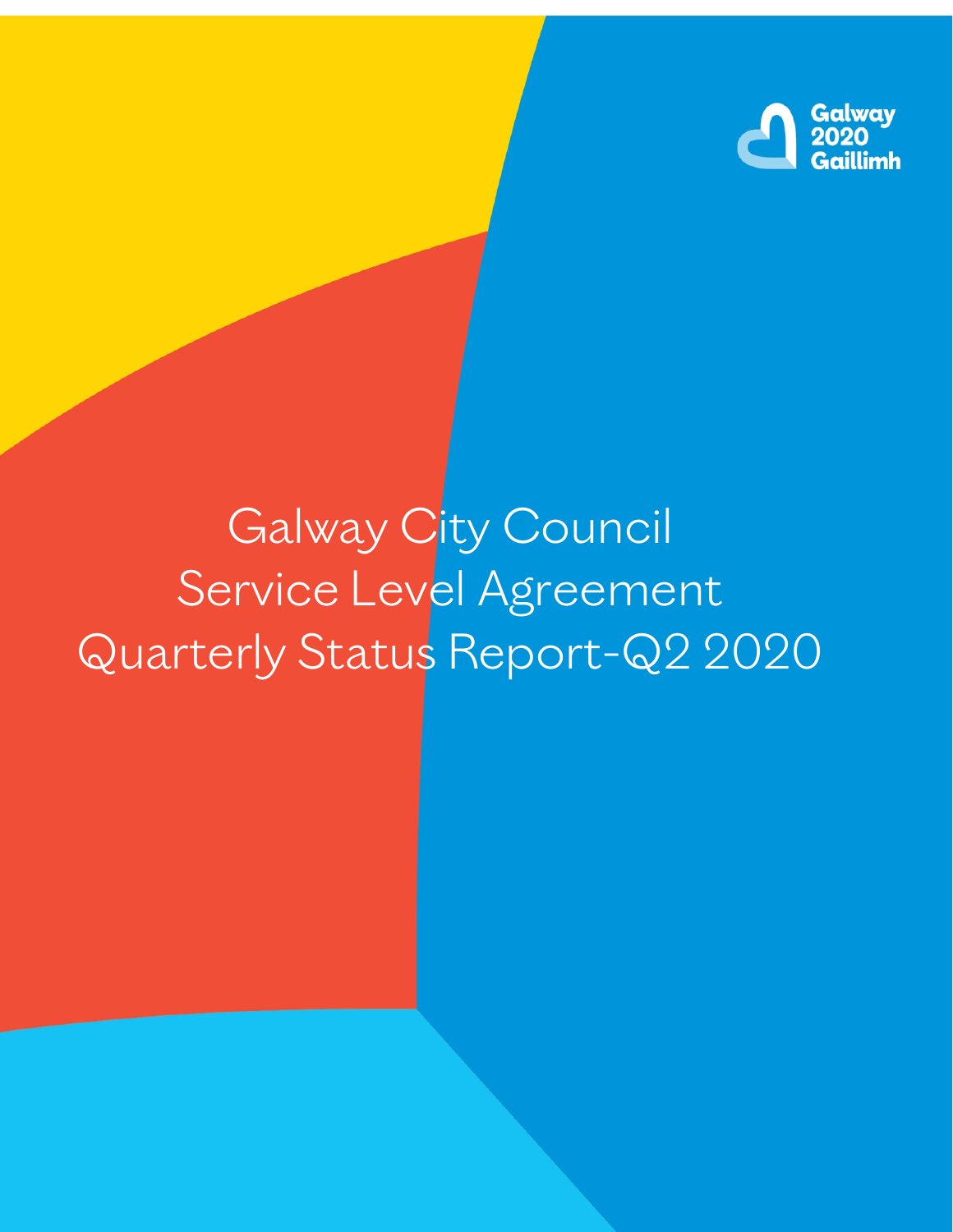Galway 2020 Gaillimh

# Galway City Council Service Level Agreement Quarterly Status Report-Q2 2020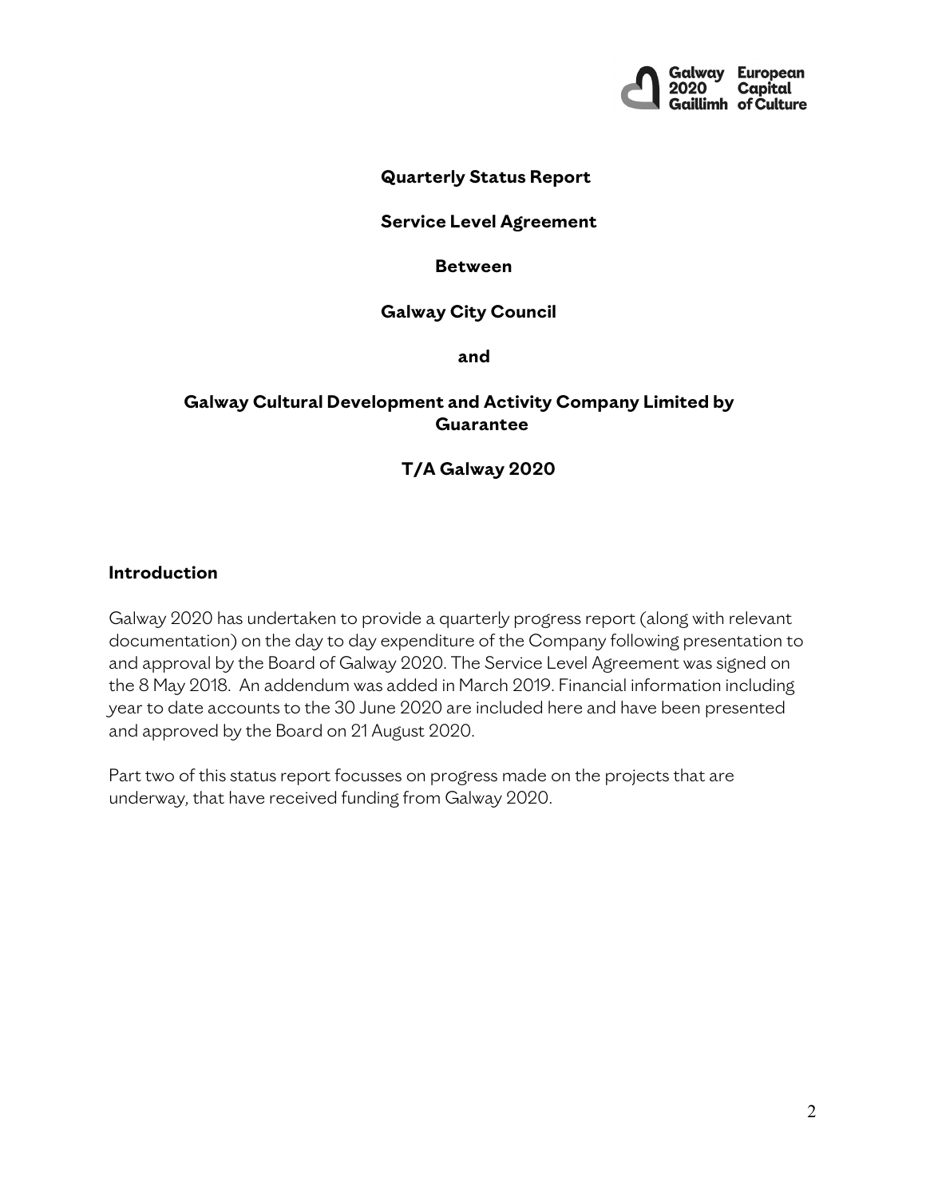**Quarterly Status Report**

**Service Level Agreement**

**Between**

**Galway City Council**

**and**

**Galway Cultural Development and Activity Company Limited by Guarantee**

**T/A Galway 2020**

## Introduction

Galway 2020 has undertaken to provide a quarterly progress report (along with relevant documentation) on the day to day expenditure of the Company following presentation to and approval by the Board of Galway 2020. The Service Level Agreement was signed on the 8 May 2018. An addendum was added in March 2019. Financial information including year to date accounts to the 30 June 2020 are included here and have been presented and approved by the Board on 21 August 2020.

Part two of this status report focusses on progress made on the projects that are underway, that have received funding from Galway 2020.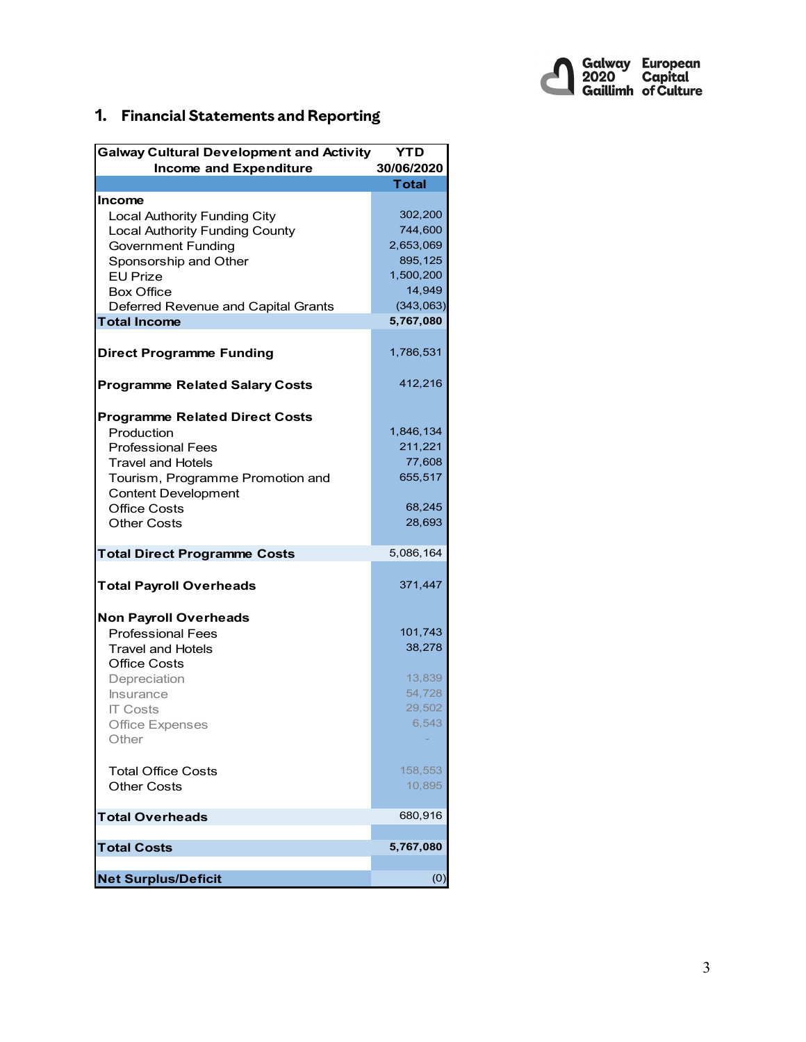## 1. Financial Statements and Reporting

| Galway Cultural Development and Activity Income and Expenditure | YTD 30/06/2020 Total |
|---|---|
| **Income** | |
| Local Authority Funding City | 302,200 |
| Local Authority Funding County | 744,600 |
| Government Funding | 2,653,069 |
| Sponsorship and Other | 895,125 |
| EU Prize | 1,500,200 |
| Box Office | 14,949 |
| Deferred Revenue and Capital Grants | (343,063) |
| **Total Income** | **5,767,080** |
| | |
| **Direct Programme Funding** | 1,786,531 |
| | |
| **Programme Related Salary Costs** | 412,216 |
| | |
| **Programme Related Direct Costs** | |
| Production | 1,846,134 |
| Professional Fees | 211,221 |
| Travel and Hotels | 77,608 |
| Tourism, Programme Promotion and Content Development | 655,517 |
| Office Costs | 68,245 |
| Other Costs | 28,693 |
| | |
| **Total Direct Programme Costs** | 5,086,164 |
| | |
| **Total Payroll Overheads** | 371,447 |
| | |
| **Non Payroll Overheads** | |
| Professional Fees | 101,743 |
| Travel and Hotels | 38,278 |
| Office Costs | |
| Depreciation | 13,839 |
| Insurance | 54,728 |
| IT Costs | 29,502 |
| Office Expenses | 6,543 |
| Other | - |
| | |
| Total Office Costs | 158,553 |
| Other Costs | 10,895 |
| | |
| **Total Overheads** | 680,916 |
| | |
| **Total Costs** | **5,767,080** |
| | |
| **Net Surplus/Deficit** | (0) |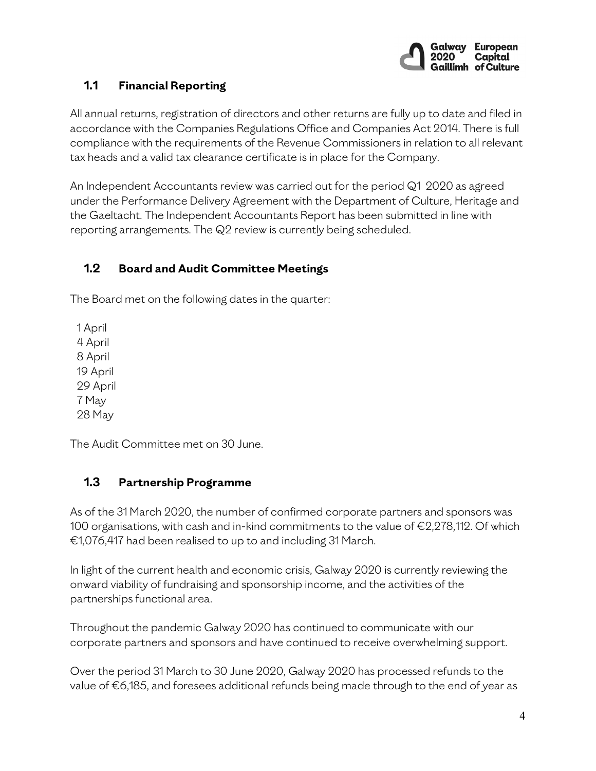## 1.1 Financial Reporting

All annual returns, registration of directors and other returns are fully up to date and filed in accordance with the Companies Regulations Office and Companies Act 2014. There is full compliance with the requirements of the Revenue Commissioners in relation to all relevant tax heads and a valid tax clearance certificate is in place for the Company.

An Independent Accountants review was carried out for the period Q1 2020 as agreed under the Performance Delivery Agreement with the Department of Culture, Heritage and the Gaeltacht. The Independent Accountants Report has been submitted in line with reporting arrangements. The Q2 review is currently being scheduled.

## 1.2 Board and Audit Committee Meetings

The Board met on the following dates in the quarter:

- 1 April
- 4 April
- 8 April
- 19 April
- 29 April
- 7 May
- 28 May

The Audit Committee met on 30 June.

## 1.3 Partnership Programme

As of the 31 March 2020, the number of confirmed corporate partners and sponsors was 100 organisations, with cash and in-kind commitments to the value of €2,278,112. Of which €1,076,417 had been realised to up to and including 31 March.

In light of the current health and economic crisis, Galway 2020 is currently reviewing the onward viability of fundraising and sponsorship income, and the activities of the partnerships functional area.

Throughout the pandemic Galway 2020 has continued to communicate with our corporate partners and sponsors and have continued to receive overwhelming support.

Over the period 31 March to 30 June 2020, Galway 2020 has processed refunds to the value of €6,185, and foresees additional refunds being made through to the end of year as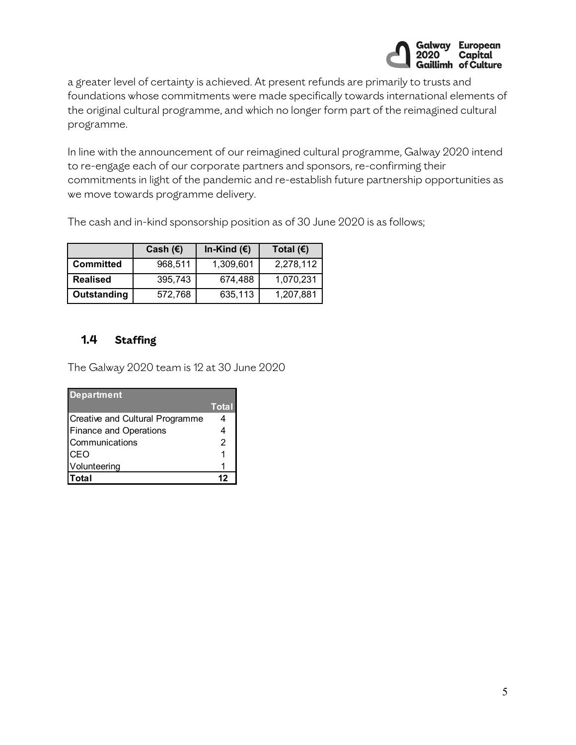a greater level of certainty is achieved. At present refunds are primarily to trusts and foundations whose commitments were made specifically towards international elements of the original cultural programme, and which no longer form part of the reimagined cultural programme.

In line with the announcement of our reimagined cultural programme, Galway 2020 intend to re-engage each of our corporate partners and sponsors, re-confirming their commitments in light of the pandemic and re-establish future partnership opportunities as we move towards programme delivery.

The cash and in-kind sponsorship position as of 30 June 2020 is as follows;

| | Cash (€) | In-Kind (€) | Total (€) |
|---|---|---|---|
| **Committed** | 968,511 | 1,309,601 | 2,278,112 |
| **Realised** | 395,743 | 674,488 | 1,070,231 |
| **Outstanding** | 572,768 | 635,113 | 1,207,881 |

## 1.4 Staffing

The Galway 2020 team is 12 at 30 June 2020

| Department | Total |
|---|---|
| Creative and Cultural Programme | 4 |
| Finance and Operations | 4 |
| Communications | 2 |
| CEO | 1 |
| Volunteering | 1 |
| **Total** | **12** |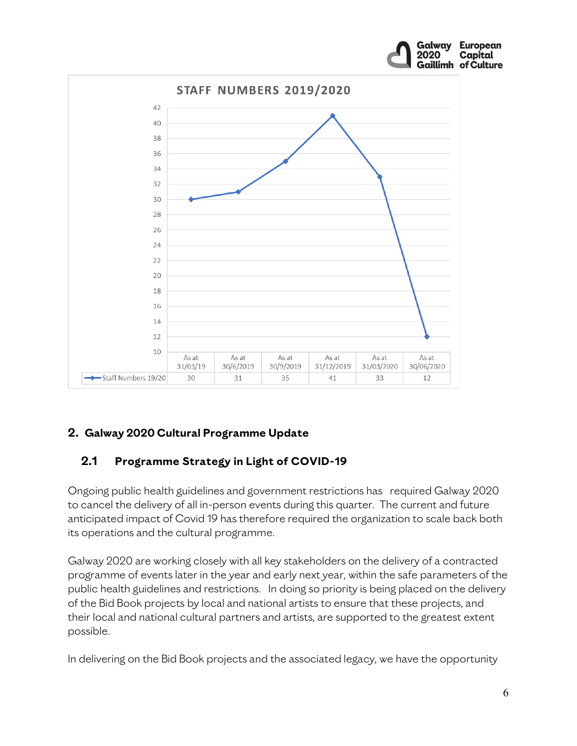**STAFF NUMBERS 2019/2020**

| | As at 31/03/19 | As at 30/6/2019 | As at 30/9/2019 | As at 31/12/2019 | As at 31/03/2020 | As at 30/06/2020 |
|---|---|---|---|---|---|---|
| Staff Numbers 19/20 | 30 | 31 | 35 | 41 | 33 | 12 |

## 2. Galway 2020 Cultural Programme Update

### 2.1 Programme Strategy in Light of COVID-19

Ongoing public health guidelines and government restrictions has required Galway 2020 to cancel the delivery of all in-person events during this quarter. The current and future anticipated impact of Covid 19 has therefore required the organization to scale back both its operations and the cultural programme.

Galway 2020 are working closely with all key stakeholders on the delivery of a contracted programme of events later in the year and early next year, within the safe parameters of the public health guidelines and restrictions. In doing so priority is being placed on the delivery of the Bid Book projects by local and national artists to ensure that these projects, and their local and national cultural partners and artists, are supported to the greatest extent possible.

In delivering on the Bid Book projects and the associated legacy, we have the opportunity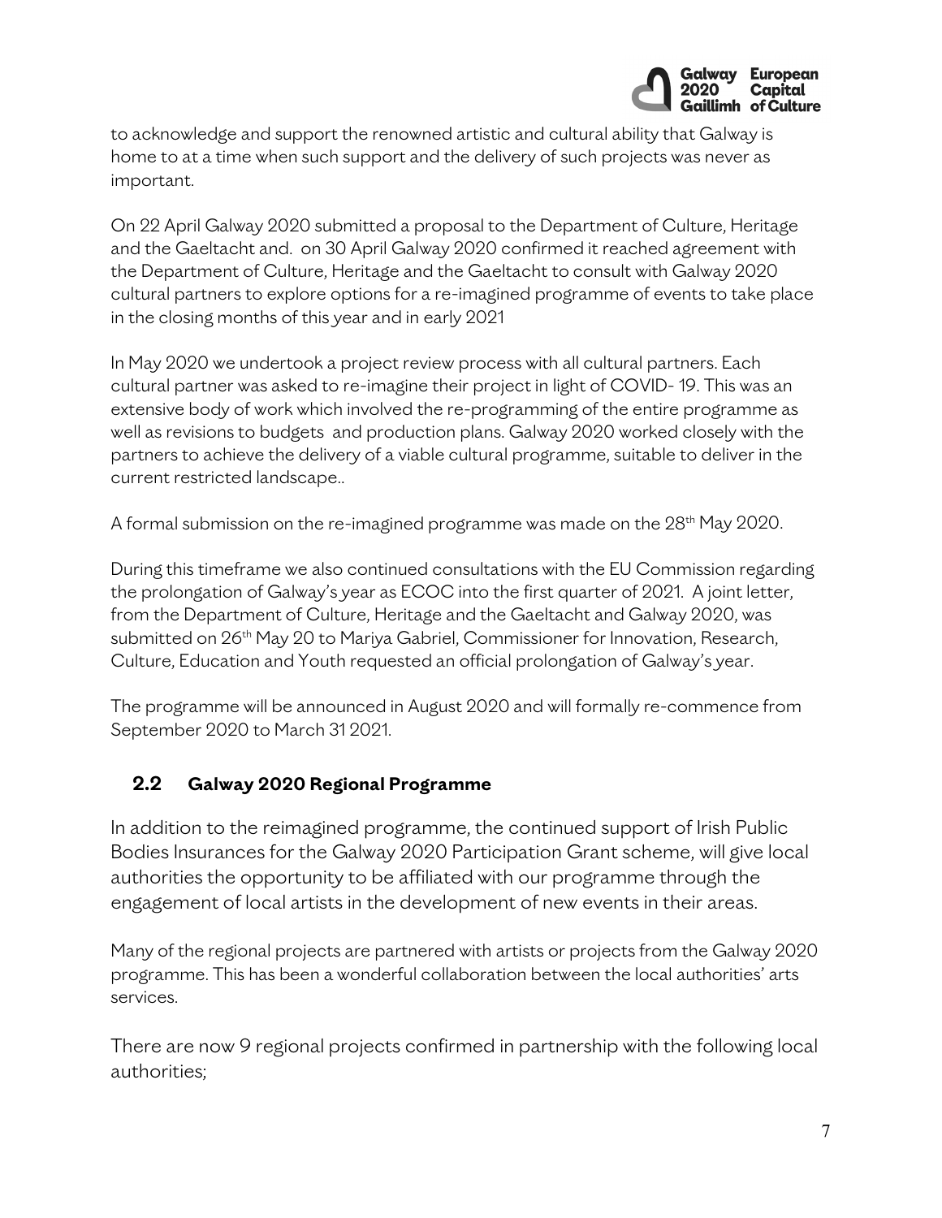to acknowledge and support the renowned artistic and cultural ability that Galway is home to at a time when such support and the delivery of such projects was never as important.

On 22 April Galway 2020 submitted a proposal to the Department of Culture, Heritage and the Gaeltacht and. on 30 April Galway 2020 confirmed it reached agreement with the Department of Culture, Heritage and the Gaeltacht to consult with Galway 2020 cultural partners to explore options for a re-imagined programme of events to take place in the closing months of this year and in early 2021

In May 2020 we undertook a project review process with all cultural partners. Each cultural partner was asked to re-imagine their project in light of COVID- 19. This was an extensive body of work which involved the re-programming of the entire programme as well as revisions to budgets and production plans. Galway 2020 worked closely with the partners to achieve the delivery of a viable cultural programme, suitable to deliver in the current restricted landscape..

A formal submission on the re-imagined programme was made on the 28th May 2020.

During this timeframe we also continued consultations with the EU Commission regarding the prolongation of Galway's year as ECOC into the first quarter of 2021. A joint letter, from the Department of Culture, Heritage and the Gaeltacht and Galway 2020, was submitted on 26th May 20 to Mariya Gabriel, Commissioner for Innovation, Research, Culture, Education and Youth requested an official prolongation of Galway's year.

The programme will be announced in August 2020 and will formally re-commence from September 2020 to March 31 2021.

## 2.2 Galway 2020 Regional Programme

In addition to the reimagined programme, the continued support of Irish Public Bodies Insurances for the Galway 2020 Participation Grant scheme, will give local authorities the opportunity to be affiliated with our programme through the engagement of local artists in the development of new events in their areas.

Many of the regional projects are partnered with artists or projects from the Galway 2020 programme. This has been a wonderful collaboration between the local authorities' arts services.

There are now 9 regional projects confirmed in partnership with the following local authorities;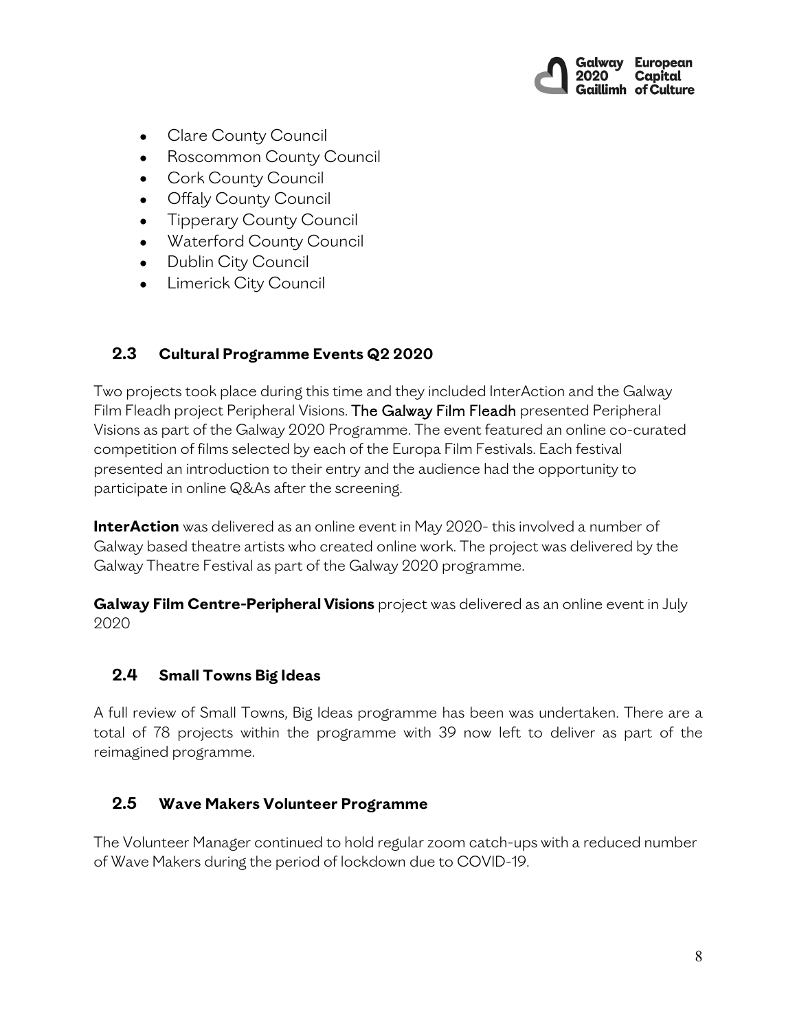- Clare County Council
- Roscommon County Council
- Cork County Council
- Offaly County Council
- Tipperary County Council
- Waterford County Council
- Dublin City Council
- Limerick City Council

### 2.3 Cultural Programme Events Q2 2020

Two projects took place during this time and they included InterAction and the Galway Film Fleadh project Peripheral Visions. The Galway Film Fleadh presented Peripheral Visions as part of the Galway 2020 Programme. The event featured an online co-curated competition of films selected by each of the Europa Film Festivals. Each festival presented an introduction to their entry and the audience had the opportunity to participate in online Q&As after the screening.

**InterAction** was delivered as an online event in May 2020- this involved a number of Galway based theatre artists who created online work. The project was delivered by the Galway Theatre Festival as part of the Galway 2020 programme.

**Galway Film Centre-Peripheral Visions** project was delivered as an online event in July 2020

### 2.4 Small Towns Big Ideas

A full review of Small Towns, Big Ideas programme has been was undertaken. There are a total of 78 projects within the programme with 39 now left to deliver as part of the reimagined programme.

### 2.5 Wave Makers Volunteer Programme

The Volunteer Manager continued to hold regular zoom catch-ups with a reduced number of Wave Makers during the period of lockdown due to COVID-19.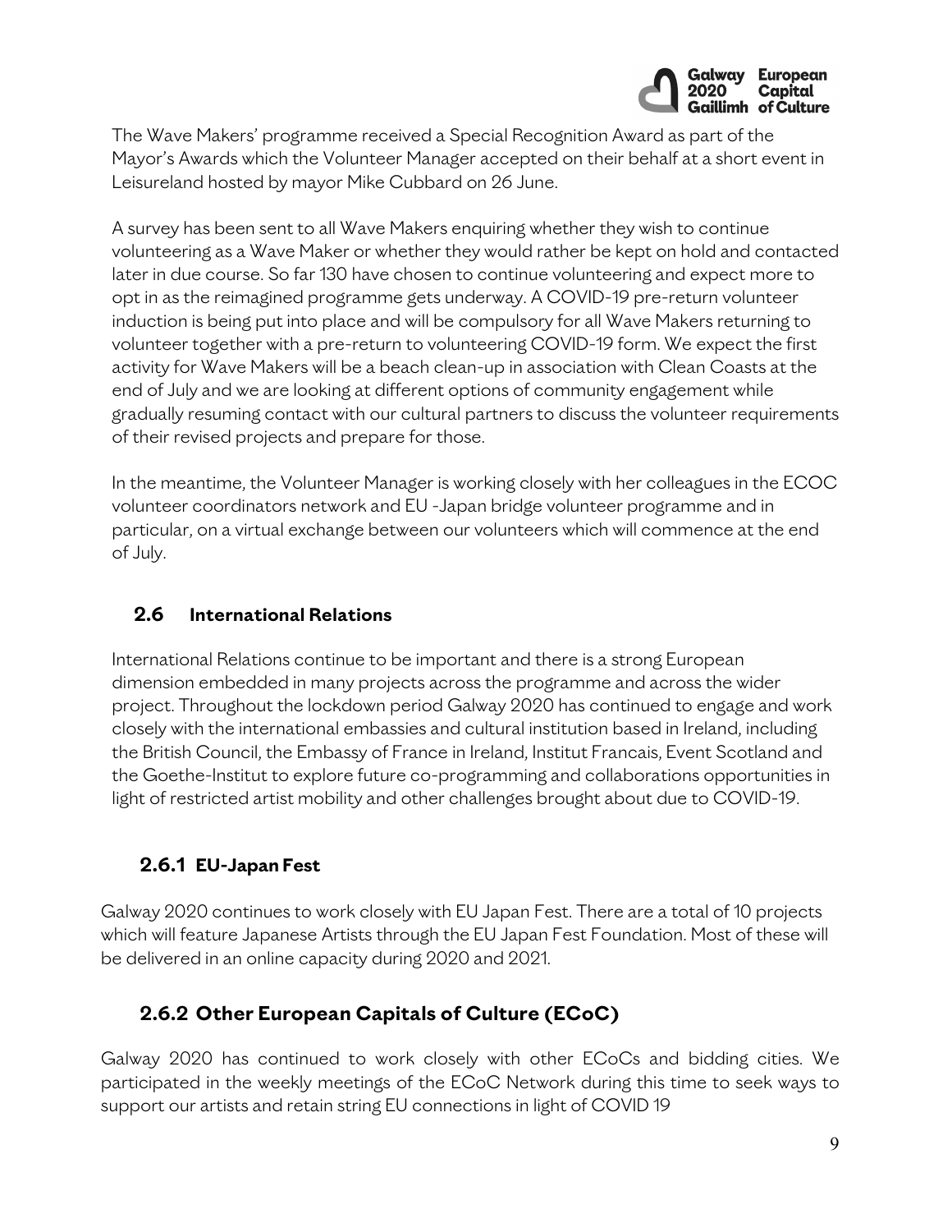The Wave Makers' programme received a Special Recognition Award as part of the Mayor's Awards which the Volunteer Manager accepted on their behalf at a short event in Leisureland hosted by mayor Mike Cubbard on 26 June.

A survey has been sent to all Wave Makers enquiring whether they wish to continue volunteering as a Wave Maker or whether they would rather be kept on hold and contacted later in due course. So far 130 have chosen to continue volunteering and expect more to opt in as the reimagined programme gets underway. A COVID-19 pre-return volunteer induction is being put into place and will be compulsory for all Wave Makers returning to volunteer together with a pre-return to volunteering COVID-19 form. We expect the first activity for Wave Makers will be a beach clean-up in association with Clean Coasts at the end of July and we are looking at different options of community engagement while gradually resuming contact with our cultural partners to discuss the volunteer requirements of their revised projects and prepare for those.

In the meantime, the Volunteer Manager is working closely with her colleagues in the ECOC volunteer coordinators network and EU -Japan bridge volunteer programme and in particular, on a virtual exchange between our volunteers which will commence at the end of July.

## 2.6 International Relations

International Relations continue to be important and there is a strong European dimension embedded in many projects across the programme and across the wider project. Throughout the lockdown period Galway 2020 has continued to engage and work closely with the international embassies and cultural institution based in Ireland, including the British Council, the Embassy of France in Ireland, Institut Francais, Event Scotland and the Goethe-Institut to explore future co-programming and collaborations opportunities in light of restricted artist mobility and other challenges brought about due to COVID-19.

### 2.6.1 EU-Japan Fest

Galway 2020 continues to work closely with EU Japan Fest. There are a total of 10 projects which will feature Japanese Artists through the EU Japan Fest Foundation. Most of these will be delivered in an online capacity during 2020 and 2021.

### 2.6.2 Other European Capitals of Culture (ECoC)

Galway 2020 has continued to work closely with other ECoCs and bidding cities. We participated in the weekly meetings of the ECoC Network during this time to seek ways to support our artists and retain string EU connections in light of COVID 19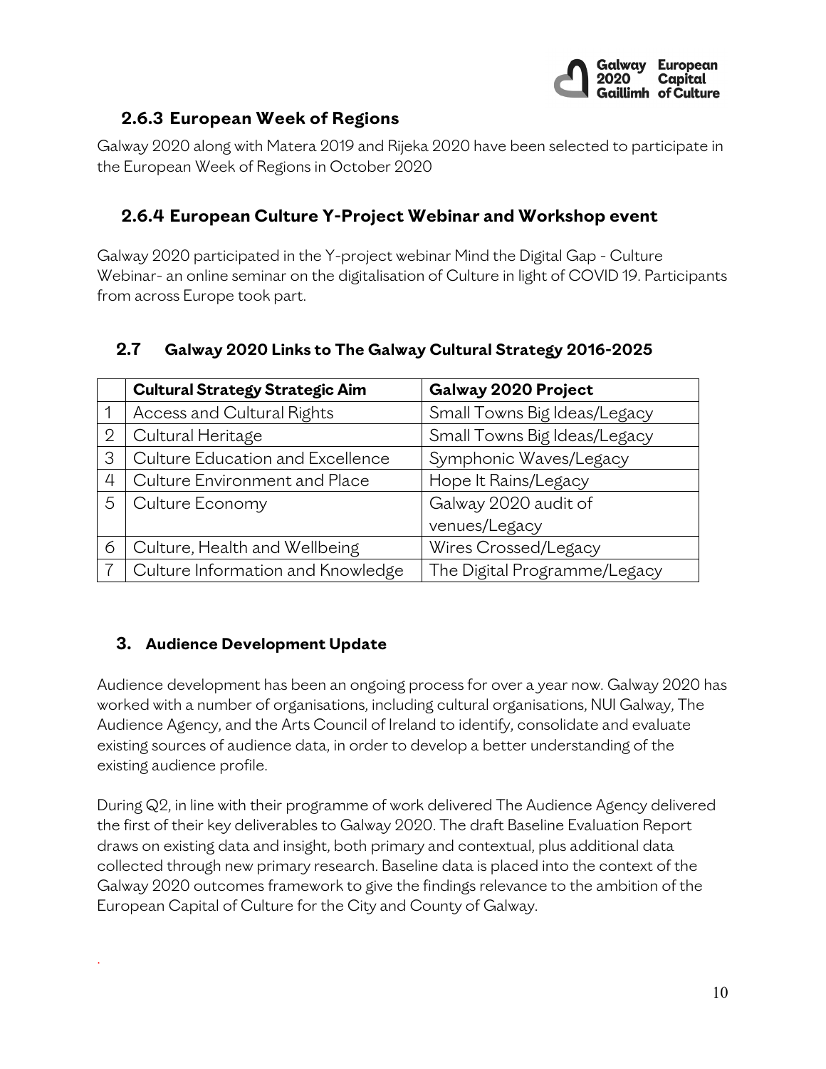### 2.6.3 European Week of Regions

Galway 2020 along with Matera 2019 and Rijeka 2020 have been selected to participate in the European Week of Regions in October 2020

### 2.6.4 European Culture Y-Project Webinar and Workshop event

Galway 2020 participated in the Y-project webinar Mind the Digital Gap - Culture Webinar- an online seminar on the digitalisation of Culture in light of COVID 19. Participants from across Europe took part.

## 2.7 Galway 2020 Links to The Galway Cultural Strategy 2016-2025

| | Cultural Strategy Strategic Aim | Galway 2020 Project |
|---|---|---|
| 1 | Access and Cultural Rights | Small Towns Big Ideas/Legacy |
| 2 | Cultural Heritage | Small Towns Big Ideas/Legacy |
| 3 | Culture Education and Excellence | Symphonic Waves/Legacy |
| 4 | Culture Environment and Place | Hope It Rains/Legacy |
| 5 | Culture Economy | Galway 2020 audit of venues/Legacy |
| 6 | Culture, Health and Wellbeing | Wires Crossed/Legacy |
| 7 | Culture Information and Knowledge | The Digital Programme/Legacy |

## 3. Audience Development Update

Audience development has been an ongoing process for over a year now. Galway 2020 has worked with a number of organisations, including cultural organisations, NUI Galway, The Audience Agency, and the Arts Council of Ireland to identify, consolidate and evaluate existing sources of audience data, in order to develop a better understanding of the existing audience profile.

During Q2, in line with their programme of work delivered The Audience Agency delivered the first of their key deliverables to Galway 2020. The draft Baseline Evaluation Report draws on existing data and insight, both primary and contextual, plus additional data collected through new primary research. Baseline data is placed into the context of the Galway 2020 outcomes framework to give the findings relevance to the ambition of the European Capital of Culture for the City and County of Galway.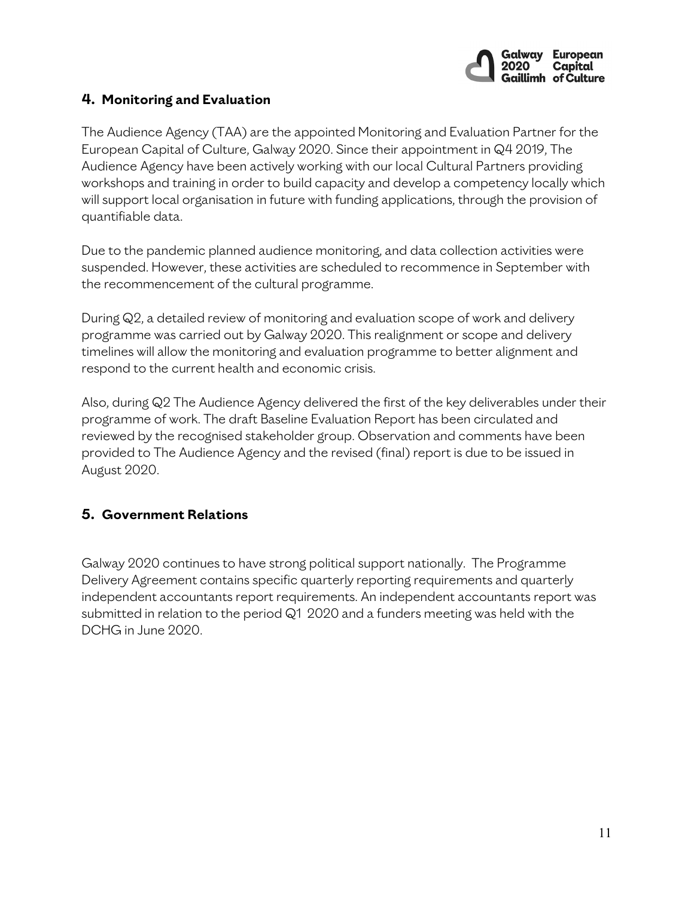## 4. Monitoring and Evaluation

The Audience Agency (TAA) are the appointed Monitoring and Evaluation Partner for the European Capital of Culture, Galway 2020. Since their appointment in Q4 2019, The Audience Agency have been actively working with our local Cultural Partners providing workshops and training in order to build capacity and develop a competency locally which will support local organisation in future with funding applications, through the provision of quantifiable data.

Due to the pandemic planned audience monitoring, and data collection activities were suspended. However, these activities are scheduled to recommence in September with the recommencement of the cultural programme.

During Q2, a detailed review of monitoring and evaluation scope of work and delivery programme was carried out by Galway 2020. This realignment or scope and delivery timelines will allow the monitoring and evaluation programme to better alignment and respond to the current health and economic crisis.

Also, during Q2 The Audience Agency delivered the first of the key deliverables under their programme of work. The draft Baseline Evaluation Report has been circulated and reviewed by the recognised stakeholder group. Observation and comments have been provided to The Audience Agency and the revised (final) report is due to be issued in August 2020.

## 5. Government Relations

Galway 2020 continues to have strong political support nationally. The Programme Delivery Agreement contains specific quarterly reporting requirements and quarterly independent accountants report requirements. An independent accountants report was submitted in relation to the period Q1 2020 and a funders meeting was held with the DCHG in June 2020.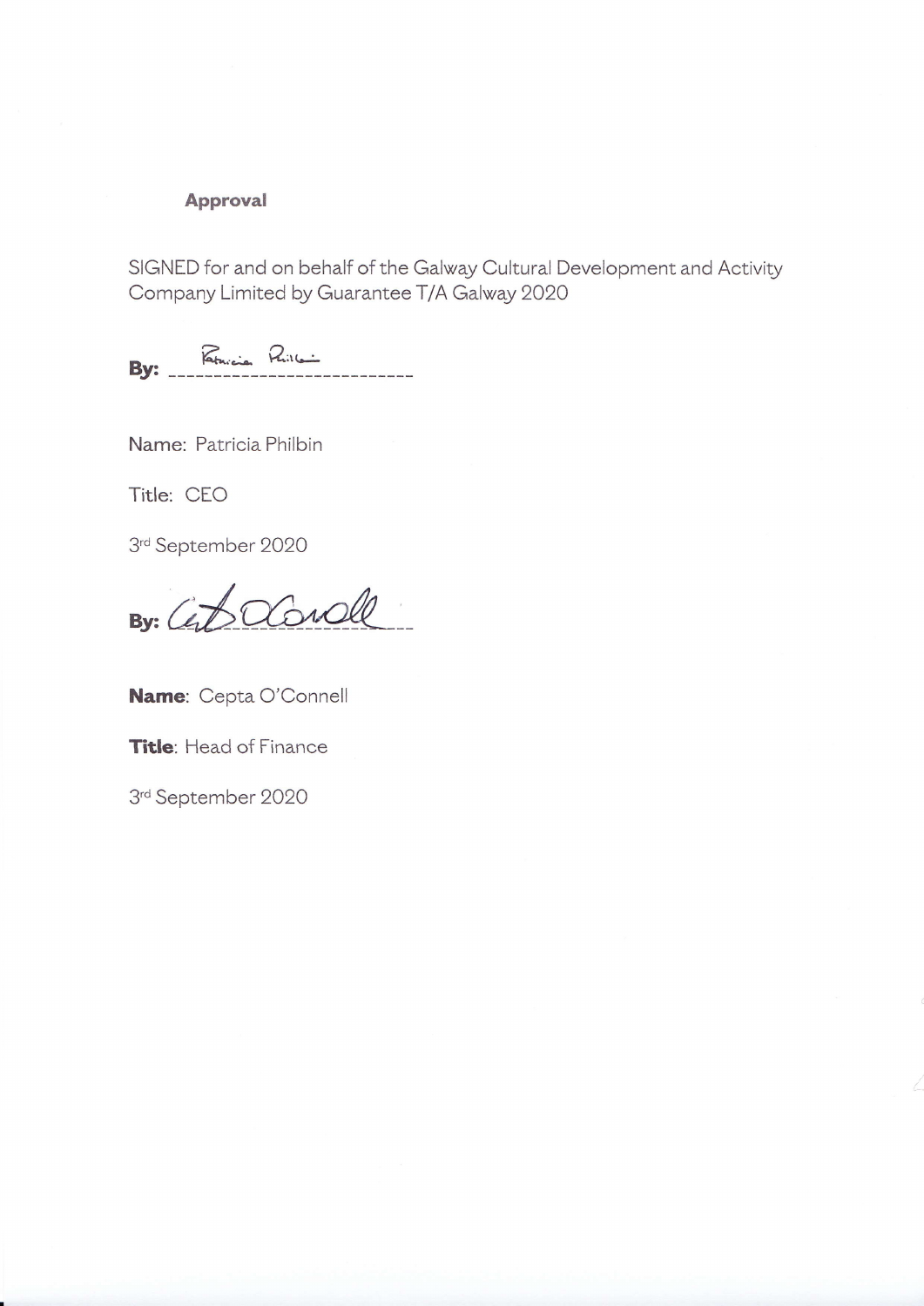**Approval**

SIGNED for and on behalf of the Galway Cultural Development and Activity Company Limited by Guarantee T/A Galway 2020

**By:** Patricia Philbin

Name: Patricia Philbin

Title: CEO

3rd September 2020

**By:** Cepta O'Connell

**Name**: Cepta O'Connell

**Title**: Head of Finance

3rd September 2020